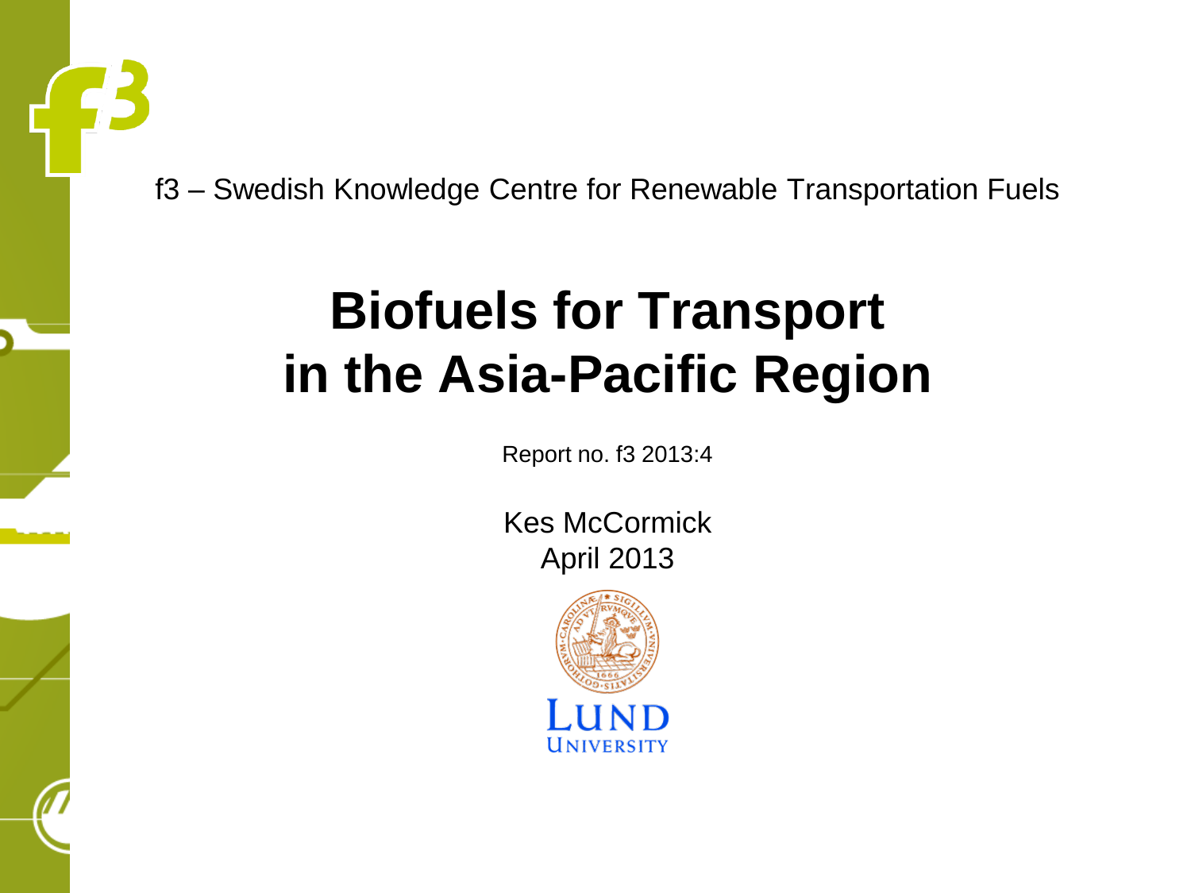f3 – Swedish Knowledge Centre for Renewable Transportation Fuels

# Biofuels for Transport in the Asia-Pacific Region

Report no. f3 2013:4

Kes McCormick

April 2013

LUND UNIVERSITY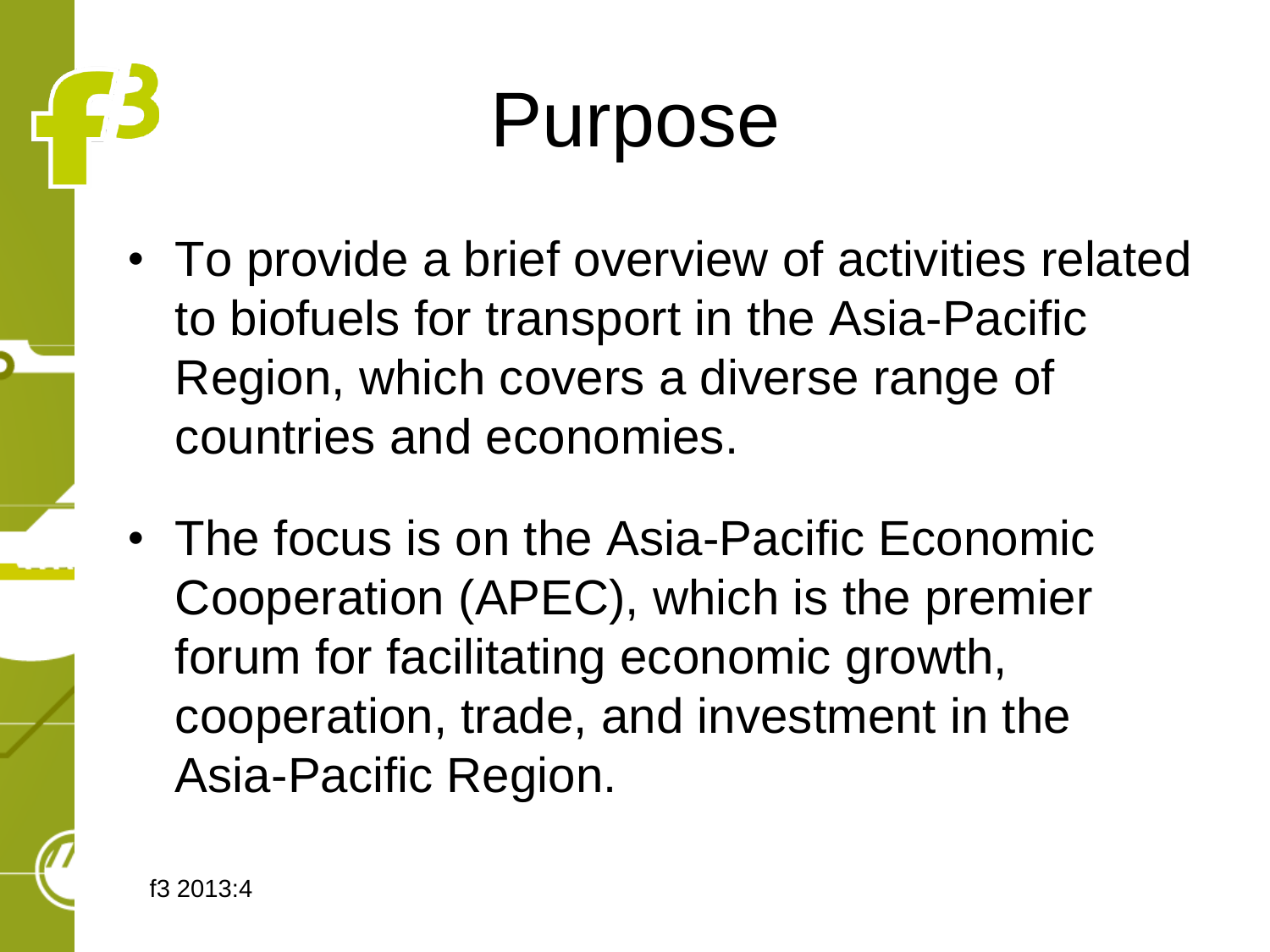# Purpose

- To provide a brief overview of activities related to biofuels for transport in the Asia-Pacific Region, which covers a diverse range of countries and economies.
- The focus is on the Asia-Pacific Economic Cooperation (APEC), which is the premier forum for facilitating economic growth, cooperation, trade, and investment in the Asia-Pacific Region.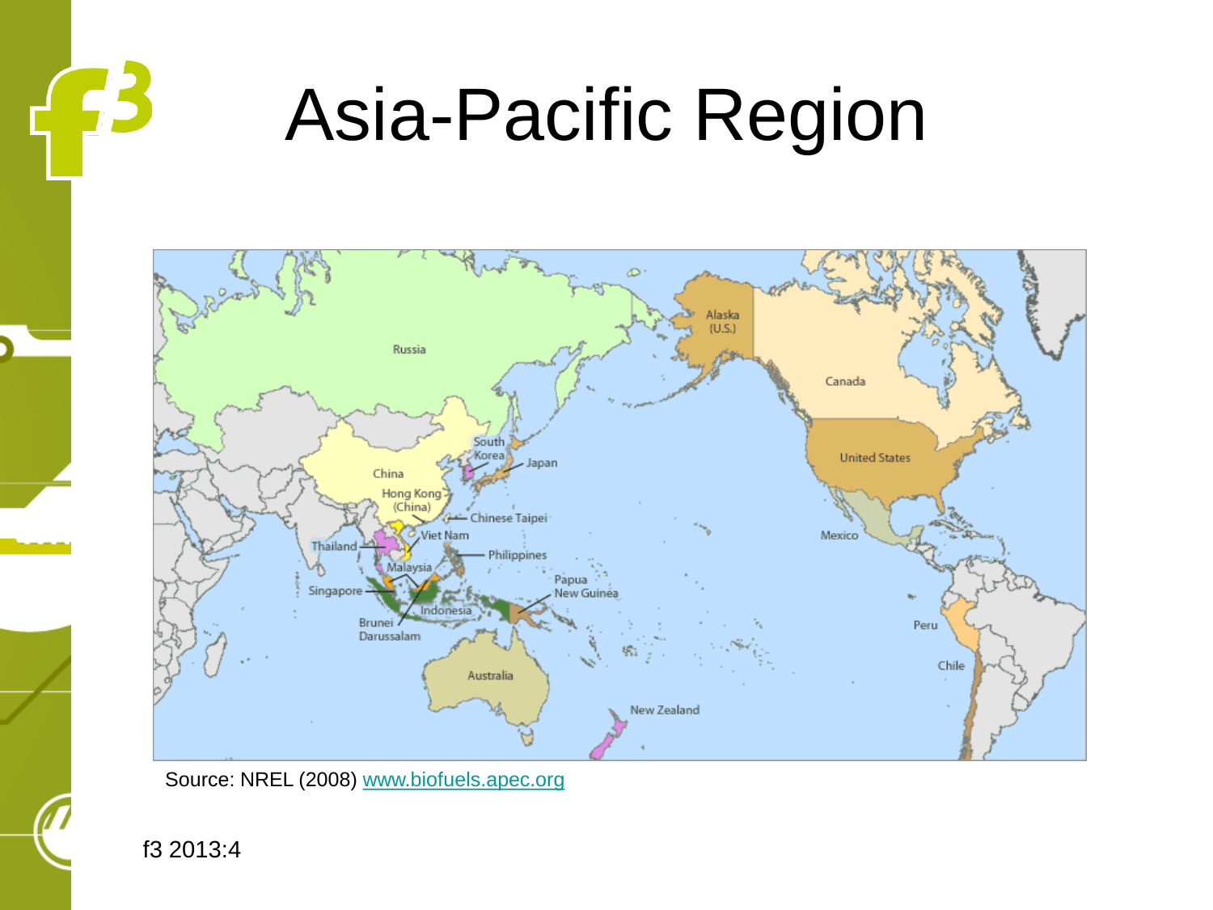# Asia-Pacific Region

Source: NREL (2008) www.biofuels.apec.org

f3 2013:4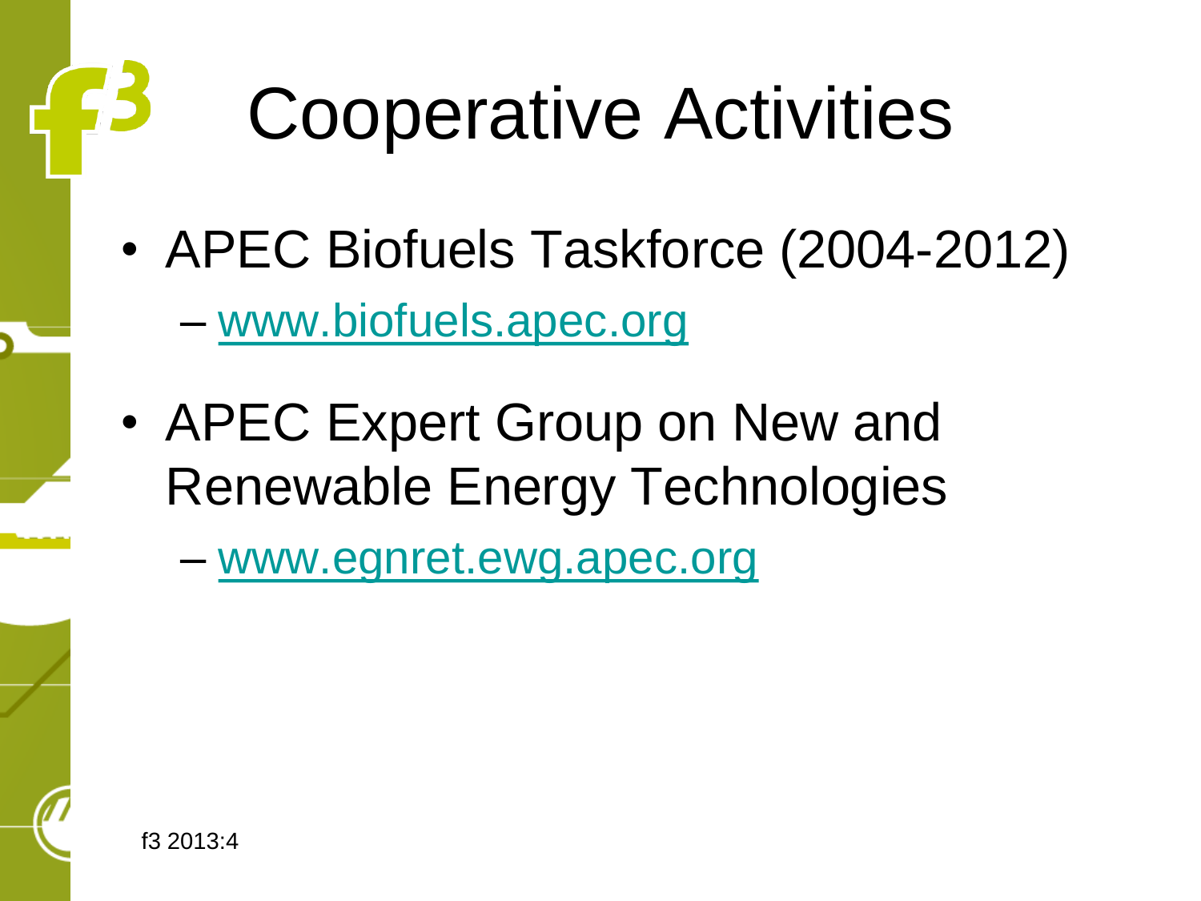# Cooperative Activities

- APEC Biofuels Taskforce (2004-2012)
  - www.biofuels.apec.org
- APEC Expert Group on New and Renewable Energy Technologies
  - www.egnret.ewg.apec.org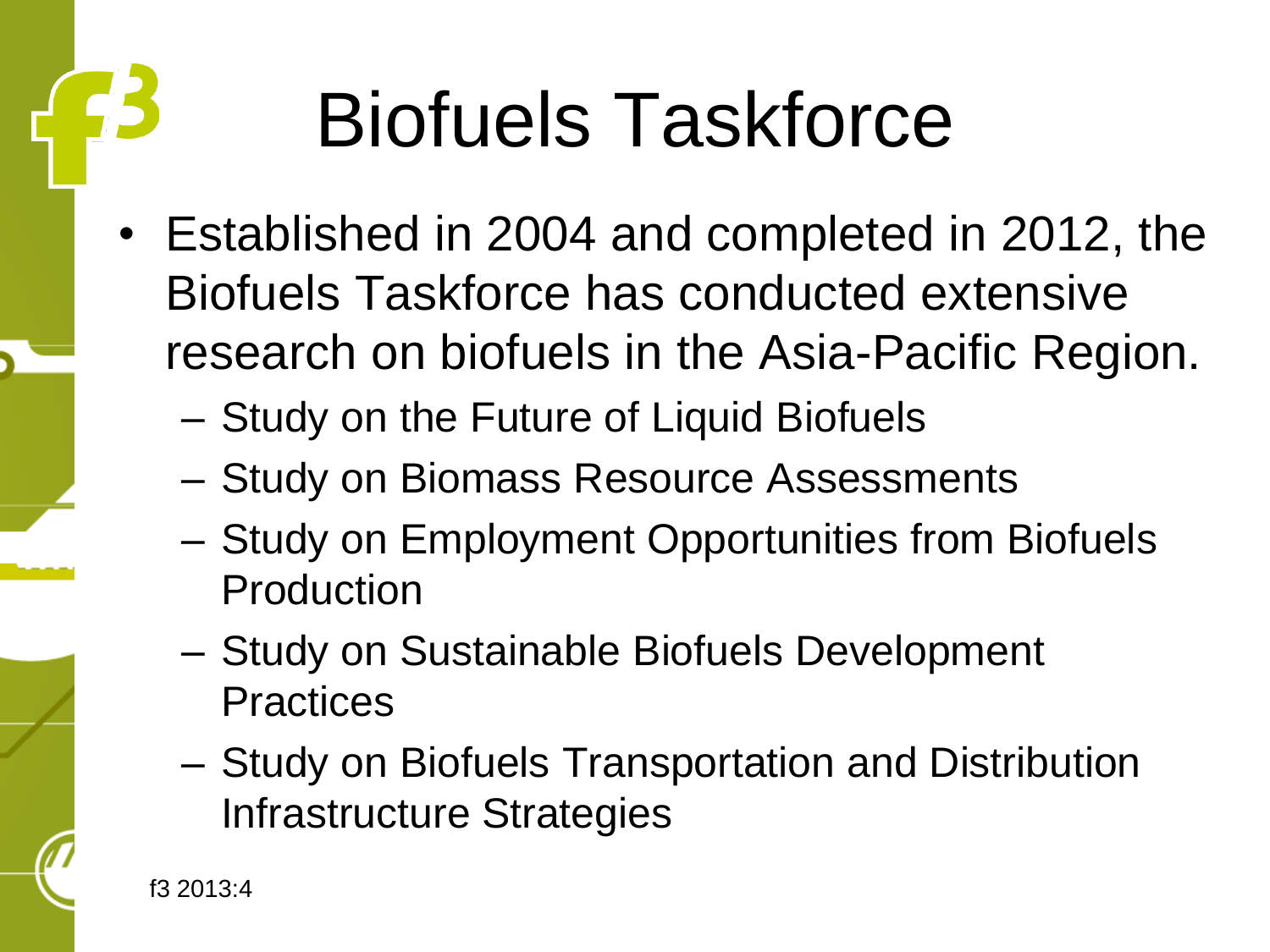# Biofuels Taskforce

- Established in 2004 and completed in 2012, the Biofuels Taskforce has conducted extensive research on biofuels in the Asia-Pacific Region.
  - Study on the Future of Liquid Biofuels
  - Study on Biomass Resource Assessments
  - Study on Employment Opportunities from Biofuels Production
  - Study on Sustainable Biofuels Development Practices
  - Study on Biofuels Transportation and Distribution Infrastructure Strategies

f3 2013:4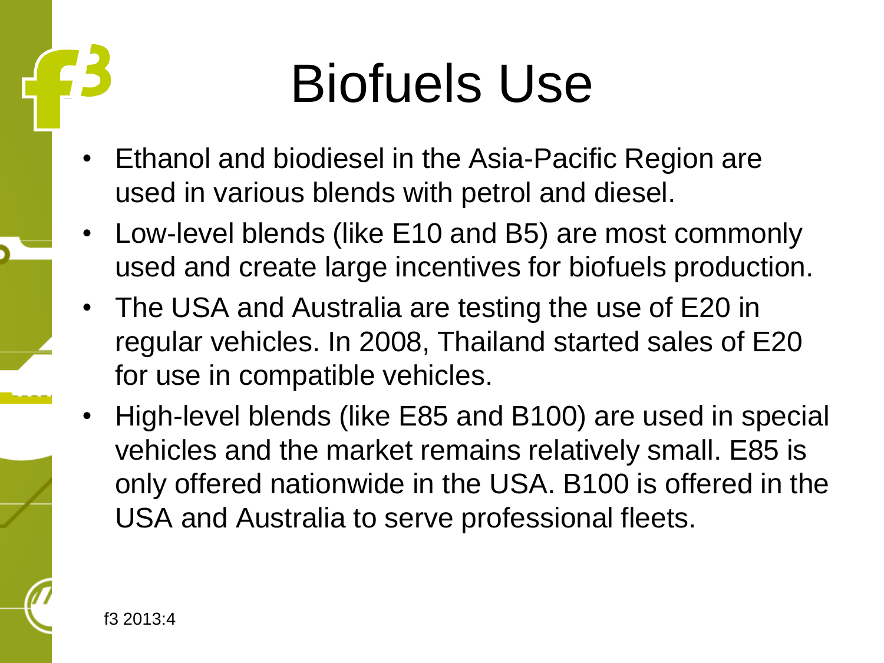# Biofuels Use

- Ethanol and biodiesel in the Asia-Pacific Region are used in various blends with petrol and diesel.
- Low-level blends (like E10 and B5) are most commonly used and create large incentives for biofuels production.
- The USA and Australia are testing the use of E20 in regular vehicles. In 2008, Thailand started sales of E20 for use in compatible vehicles.
- High-level blends (like E85 and B100) are used in special vehicles and the market remains relatively small. E85 is only offered nationwide in the USA. B100 is offered in the USA and Australia to serve professional fleets.

f3 2013:4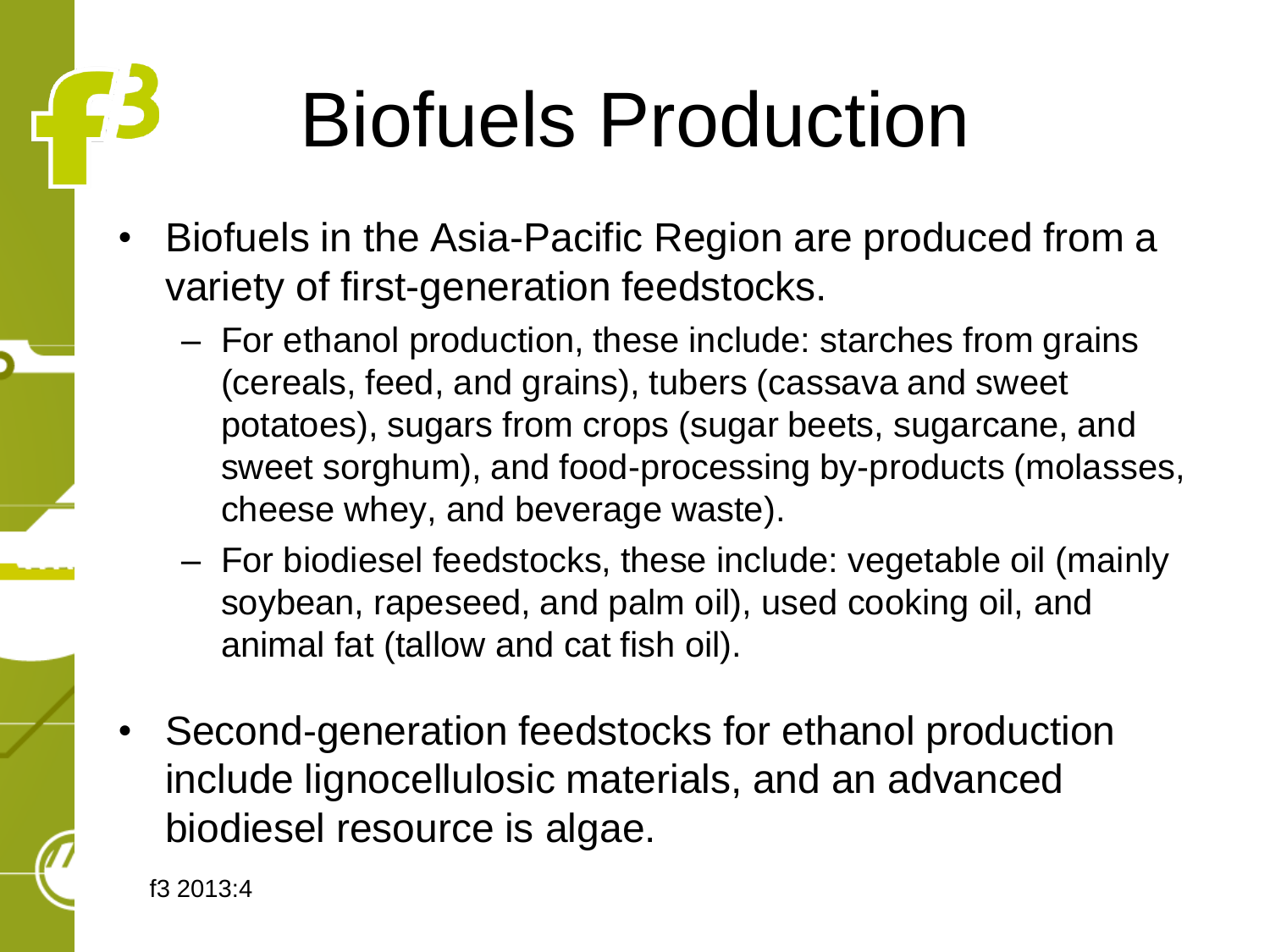# Biofuels Production

- Biofuels in the Asia-Pacific Region are produced from a variety of first-generation feedstocks.
  - For ethanol production, these include: starches from grains (cereals, feed, and grains), tubers (cassava and sweet potatoes), sugars from crops (sugar beets, sugarcane, and sweet sorghum), and food-processing by-products (molasses, cheese whey, and beverage waste).
  - For biodiesel feedstocks, these include: vegetable oil (mainly soybean, rapeseed, and palm oil), used cooking oil, and animal fat (tallow and cat fish oil).
- Second-generation feedstocks for ethanol production include lignocellulosic materials, and an advanced biodiesel resource is algae.

f3 2013:4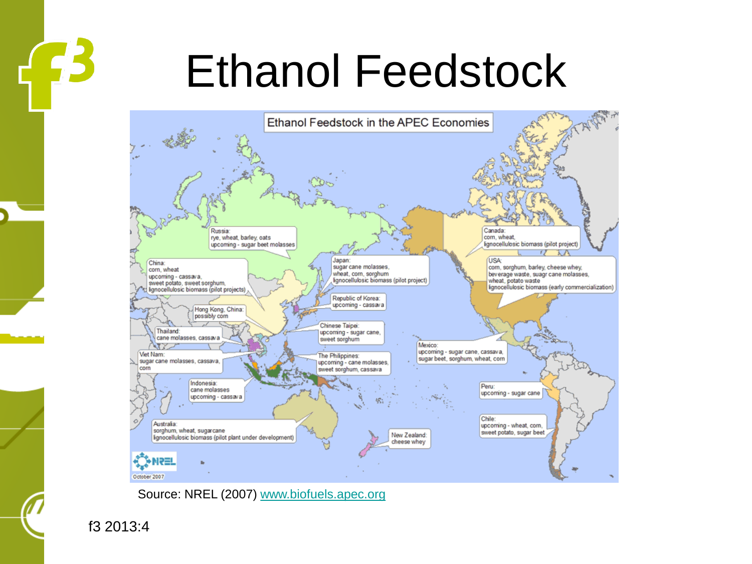# Ethanol Feedstock

**Ethanol Feedstock in the APEC Economies**

- **Russia:** rye, wheat, barley, oats; upcoming - sugar beet molasses
- **China:** corn, wheat; upcoming - cassava, sweet potato, sweet sorghum, lignocellulosic biomass (pilot projects)
- **Hong Kong, China:** possibly corn
- **Thailand:** cane molasses, cassava
- **Viet Nam:** sugar cane molasses, cassava, corn
- **Indonesia:** cane molasses; upcoming - cassava
- **Australia:** sorghum, wheat, sugarcane; lignocellulosic biomass (pilot plant under development)
- **Japan:** sugar cane molasses, wheat, corn, sorghum; lignocellulosic biomass (pilot project)
- **Republic of Korea:** upcoming - cassava
- **Chinese Taipei:** upcoming - sugar cane, sweet sorghum
- **The Philippines:** upcoming - cane molasses, sweet sorghum, cassava
- **New Zealand:** cheese whey
- **Canada:** corn, wheat, lignocellulosic biomass (pilot project)
- **USA:** corn, sorghum, barley, cheese whey, beverage waste, suagr cane molasses, wheat, potato waste; lignocellulosic biomass (early commercialization)
- **Mexico:** upcoming - sugar cane, cassava, sugar beet, sorghum, wheat, corn
- **Peru:** upcoming - sugar cane
- **Chile:** upcoming - wheat, corn, sweet potato, sugar beet

NREL, October 2007

Source: NREL (2007) [www.biofuels.apec.org](www.biofuels.apec.org)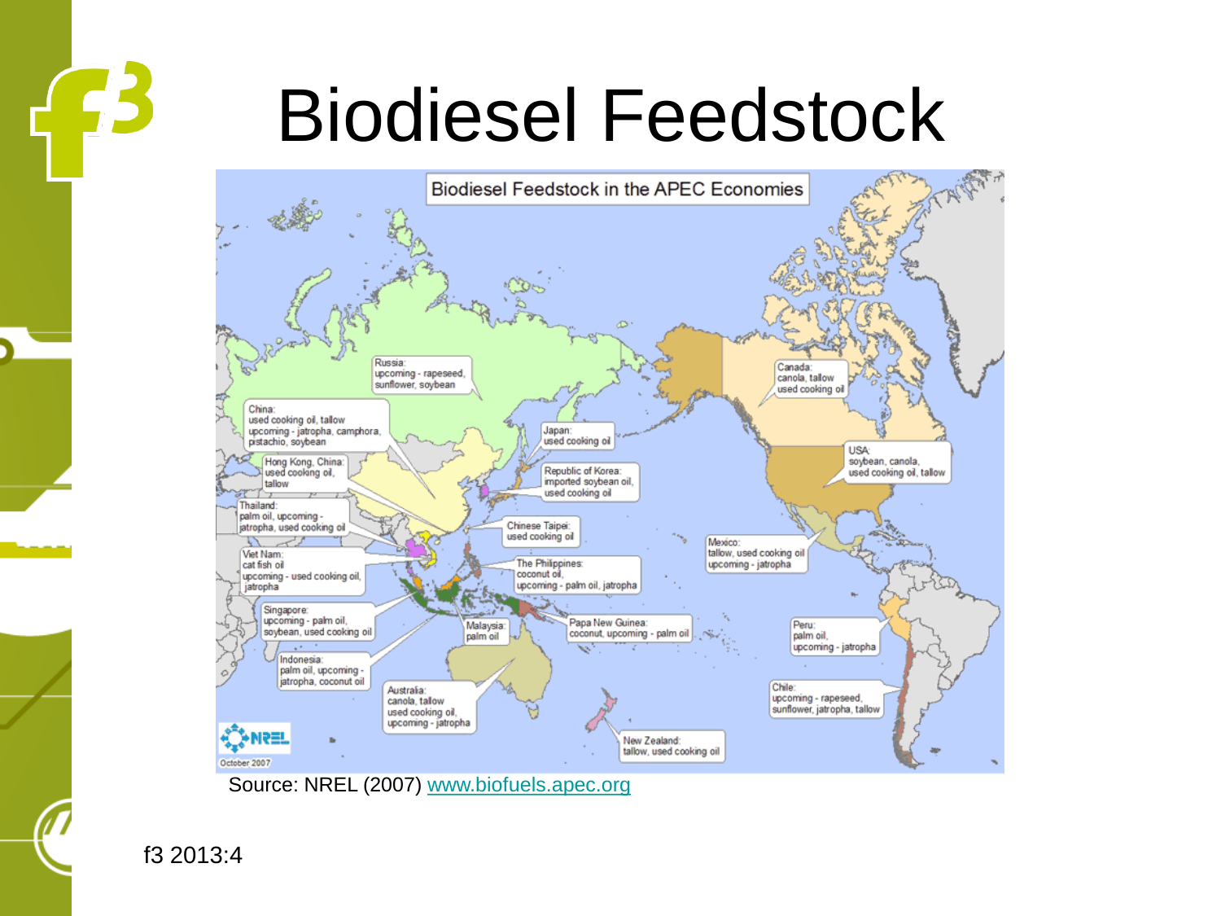# Biodiesel Feedstock

Biodiesel Feedstock in the APEC Economies

Russia: upcoming - rapeseed, sunflower, soybean

China: used cooking oil, tallow upcoming - jatropha, camphora, pistachio, soybean

Hong Kong, China: used cooking oil, tallow

Thailand: palm oil, upcoming - jatropha, used cooking oil

Viet Nam: cat fish oil upcoming - used cooking oil, jatropha

Singapore: upcoming - palm oil, soybean, used cooking oil

Indonesia: palm oil, upcoming - jatropha, coconut oil

Malaysia: palm oil

Australia: canola, tallow used cooking oil, upcoming - jatropha

Japan: used cooking oil

Republic of Korea: imported soybean oil, used cooking oil

Chinese Taipei: used cooking oil

The Philippines: coconut oil, upcoming - palm oil, jatropha

Papa New Guinea: coconut, upcoming - palm oil

New Zealand: tallow, used cooking oil

Canada: canola, tallow used cooking oil

USA: soybean, canola, used cooking oil, tallow

Mexico: tallow, used cooking oil upcoming - jatropha

Peru: palm oil, upcoming - jatropha

Chile: upcoming - rapeseed, sunflower, jatropha, tallow

NREL October 2007

Source: NREL (2007) www.biofuels.apec.org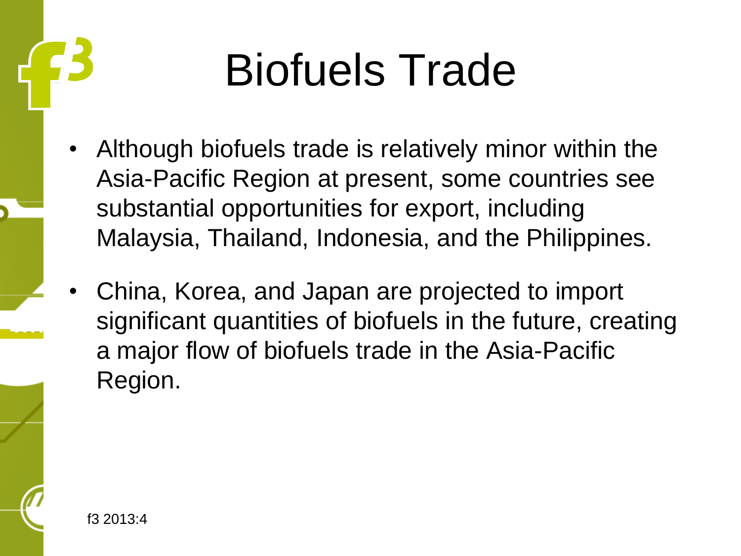# Biofuels Trade

- Although biofuels trade is relatively minor within the Asia-Pacific Region at present, some countries see substantial opportunities for export, including Malaysia, Thailand, Indonesia, and the Philippines.
- China, Korea, and Japan are projected to import significant quantities of biofuels in the future, creating a major flow of biofuels trade in the Asia-Pacific Region.

f3 2013:4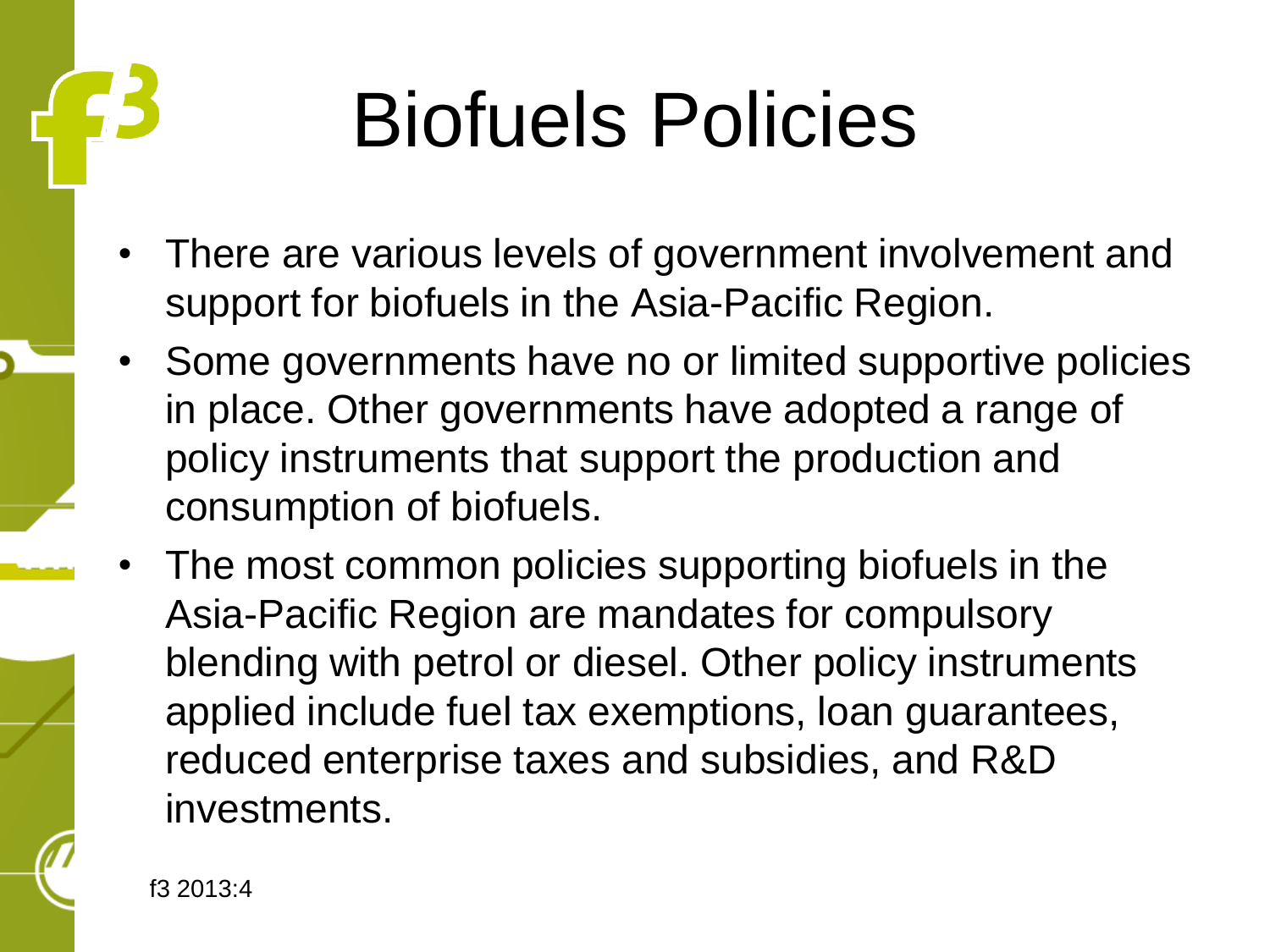# Biofuels Policies

- There are various levels of government involvement and support for biofuels in the Asia-Pacific Region.
- Some governments have no or limited supportive policies in place. Other governments have adopted a range of policy instruments that support the production and consumption of biofuels.
- The most common policies supporting biofuels in the Asia-Pacific Region are mandates for compulsory blending with petrol or diesel. Other policy instruments applied include fuel tax exemptions, loan guarantees, reduced enterprise taxes and subsidies, and R&D investments.

f3 2013:4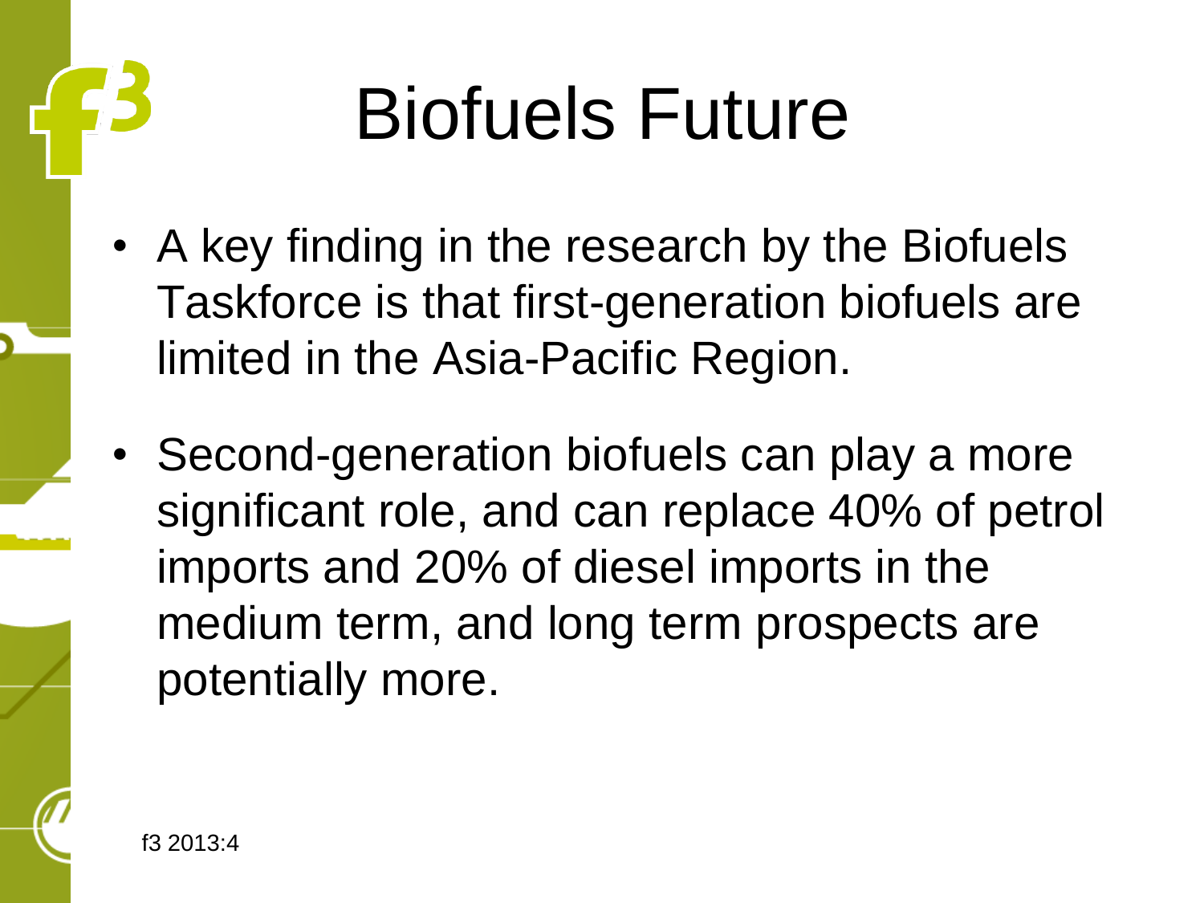# Biofuels Future

- A key finding in the research by the Biofuels Taskforce is that first-generation biofuels are limited in the Asia-Pacific Region.
- Second-generation biofuels can play a more significant role, and can replace 40% of petrol imports and 20% of diesel imports in the medium term, and long term prospects are potentially more.

f3 2013:4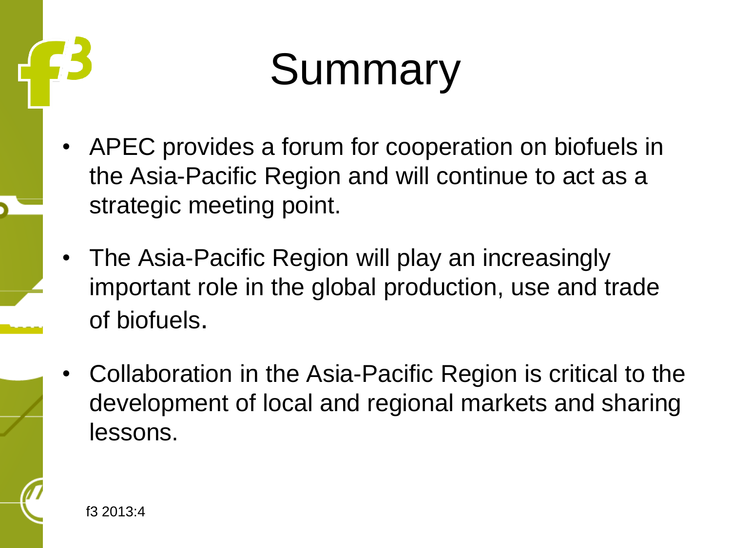# Summary

- APEC provides a forum for cooperation on biofuels in the Asia-Pacific Region and will continue to act as a strategic meeting point.
- The Asia-Pacific Region will play an increasingly important role in the global production, use and trade of biofuels.
- Collaboration in the Asia-Pacific Region is critical to the development of local and regional markets and sharing lessons.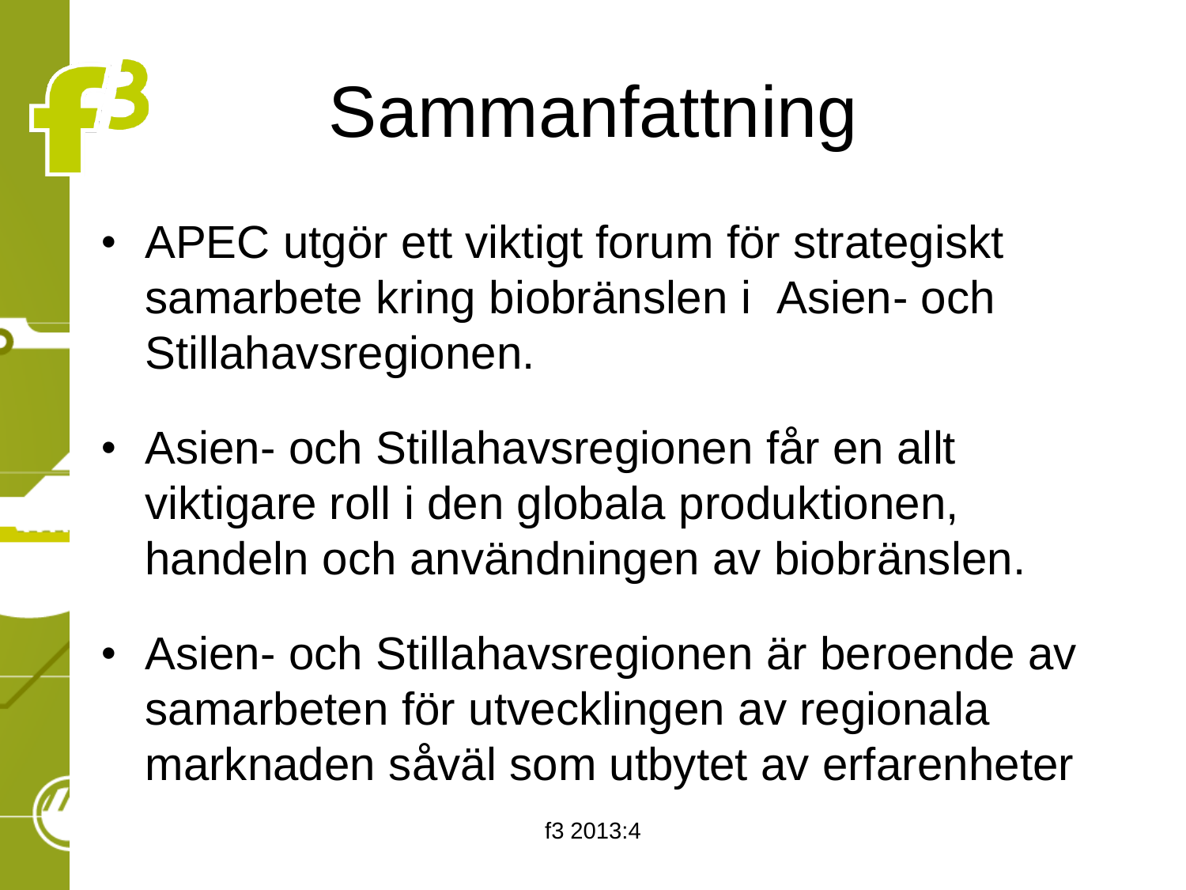# Sammanfattning

- APEC utgör ett viktigt forum för strategiskt samarbete kring biobränslen i Asien- och Stillahavsregionen.
- Asien- och Stillahavsregionen får en allt viktigare roll i den globala produktionen, handeln och användningen av biobränslen.
- Asien- och Stillahavsregionen är beroende av samarbeten för utvecklingen av regionala marknaden såväl som utbytet av erfarenheter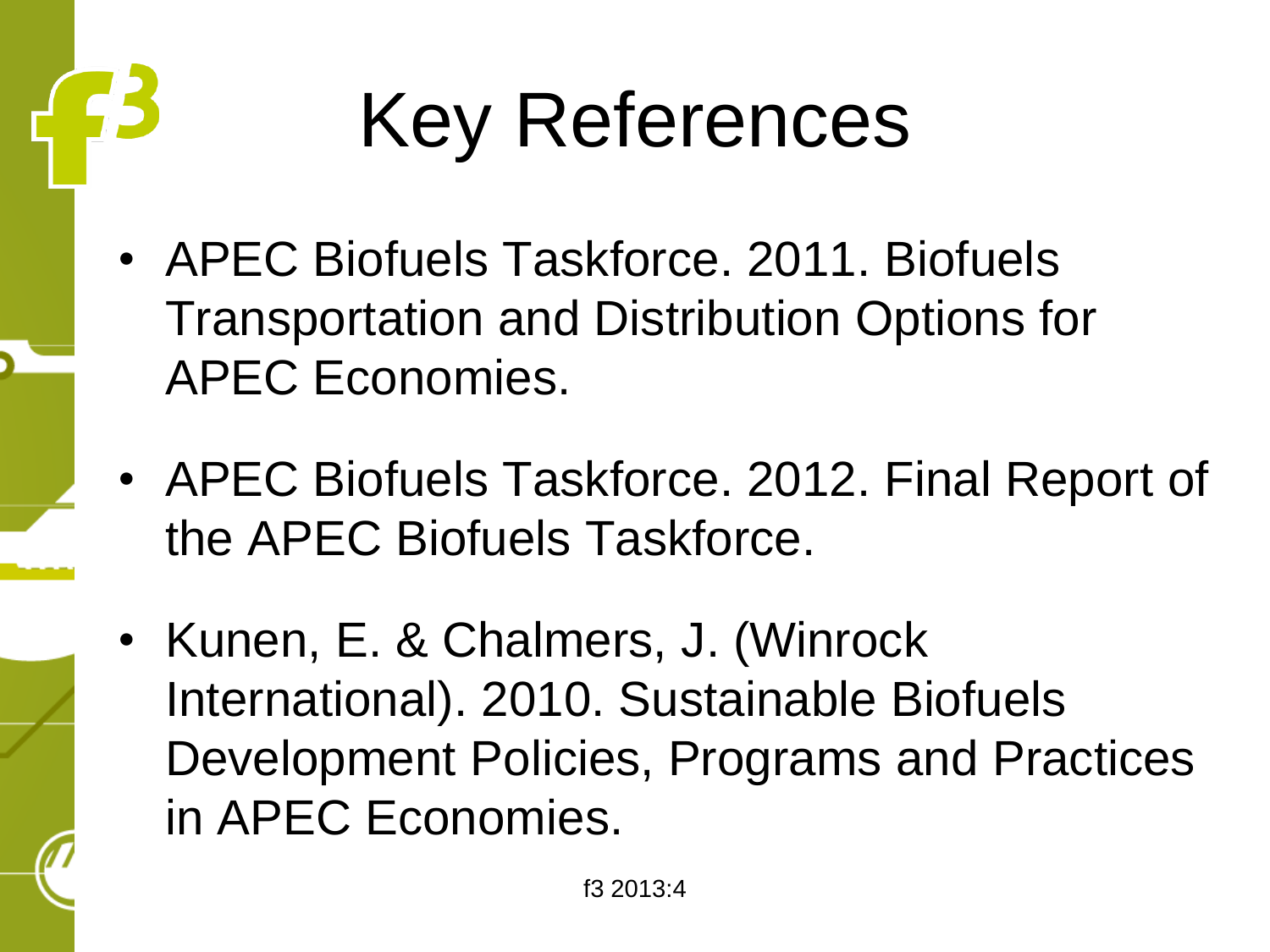# Key References

- APEC Biofuels Taskforce. 2011. Biofuels Transportation and Distribution Options for APEC Economies.
- APEC Biofuels Taskforce. 2012. Final Report of the APEC Biofuels Taskforce.
- Kunen, E. & Chalmers, J. (Winrock International). 2010. Sustainable Biofuels Development Policies, Programs and Practices in APEC Economies.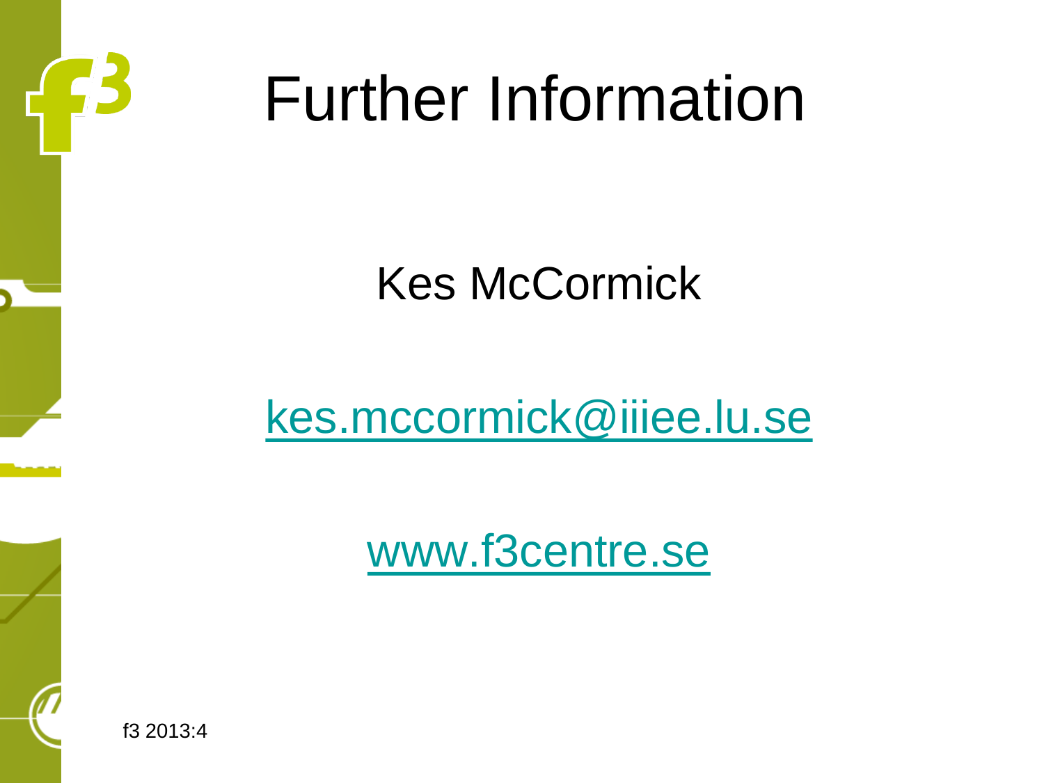# Further Information

Kes McCormick

kes.mccormick@iiiee.lu.se

www.f3centre.se

f3 2013:4